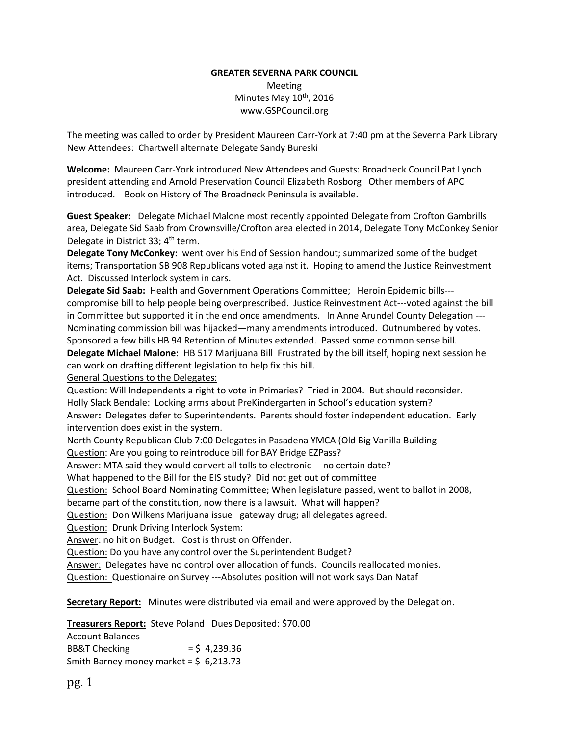**GREATER SEVERNA PARK COUNCIL**

Meeting

Minutes May 10th, 2016

www.GSPCouncil.org

The meeting was called to order by President Maureen Carr-York at 7:40 pm at the Severna Park Library
New Attendees: Chartwell alternate Delegate Sandy Bureski

**Welcome:** Maureen Carr-York introduced New Attendees and Guests: Broadneck Council Pat Lynch president attending and Arnold Preservation Council Elizabeth Rosborg Other members of APC introduced. Book on History of The Broadneck Peninsula is available.

**Guest Speaker:** Delegate Michael Malone most recently appointed Delegate from Crofton Gambrills area, Delegate Sid Saab from Crownsville/Crofton area elected in 2014, Delegate Tony McConkey Senior Delegate in District 33; 4th term.

**Delegate Tony McConkey:** went over his End of Session handout; summarized some of the budget items; Transportation SB 908 Republicans voted against it. Hoping to amend the Justice Reinvestment Act. Discussed Interlock system in cars.

**Delegate Sid Saab:** Health and Government Operations Committee; Heroin Epidemic bills---compromise bill to help people being overprescribed. Justice Reinvestment Act---voted against the bill in Committee but supported it in the end once amendments. In Anne Arundel County Delegation ---Nominating commission bill was hijacked—many amendments introduced. Outnumbered by votes. Sponsored a few bills HB 94 Retention of Minutes extended. Passed some common sense bill.

**Delegate Michael Malone:** HB 517 Marijuana Bill Frustrated by the bill itself, hoping next session he can work on drafting different legislation to help fix this bill.

General Questions to the Delegates:

Question: Will Independents a right to vote in Primaries? Tried in 2004. But should reconsider.

Holly Slack Bendale: Locking arms about PreKindergarten in School's education system?

Answer**:** Delegates defer to Superintendents. Parents should foster independent education. Early intervention does exist in the system.

North County Republican Club 7:00 Delegates in Pasadena YMCA (Old Big Vanilla Building

Question: Are you going to reintroduce bill for BAY Bridge EZPass?

Answer: MTA said they would convert all tolls to electronic ---no certain date?

What happened to the Bill for the EIS study? Did not get out of committee

Question: School Board Nominating Committee; When legislature passed, went to ballot in 2008, became part of the constitution, now there is a lawsuit. What will happen?

Question: Don Wilkens Marijuana issue –gateway drug; all delegates agreed.

Question: Drunk Driving Interlock System:

Answer: no hit on Budget. Cost is thrust on Offender.

Question: Do you have any control over the Superintendent Budget?

Answer: Delegates have no control over allocation of funds. Councils reallocated monies.

Question: Questionaire on Survey ---Absolutes position will not work says Dan Nataf

**Secretary Report:** Minutes were distributed via email and were approved by the Delegation.

**Treasurers Report:** Steve Poland Dues Deposited: $70.00

Account Balances

BB&T Checking = $ 4,239.36

Smith Barney money market = $ 6,213.73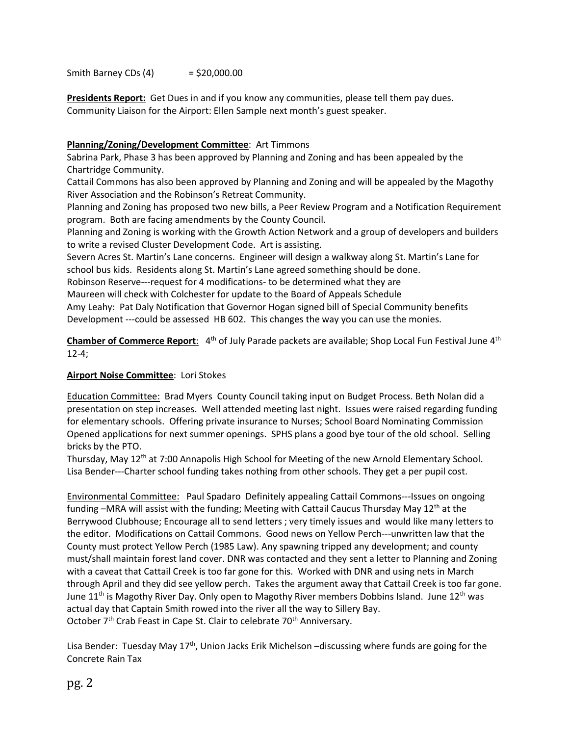Smith Barney CDs (4) = $20,000.00

**Presidents Report:** Get Dues in and if you know any communities, please tell them pay dues. Community Liaison for the Airport: Ellen Sample next month's guest speaker.

**Planning/Zoning/Development Committee**: Art Timmons

Sabrina Park, Phase 3 has been approved by Planning and Zoning and has been appealed by the Chartridge Community.

Cattail Commons has also been approved by Planning and Zoning and will be appealed by the Magothy River Association and the Robinson's Retreat Community.

Planning and Zoning has proposed two new bills, a Peer Review Program and a Notification Requirement program. Both are facing amendments by the County Council.

Planning and Zoning is working with the Growth Action Network and a group of developers and builders to write a revised Cluster Development Code. Art is assisting.

Severn Acres St. Martin's Lane concerns. Engineer will design a walkway along St. Martin's Lane for school bus kids. Residents along St. Martin's Lane agreed something should be done.

Robinson Reserve---request for 4 modifications- to be determined what they are

Maureen will check with Colchester for update to the Board of Appeals Schedule

Amy Leahy: Pat Daly Notification that Governor Hogan signed bill of Special Community benefits Development ---could be assessed HB 602. This changes the way you can use the monies.

**Chamber of Commerce Report**: 4th of July Parade packets are available; Shop Local Fun Festival June 4th 12-4;

**Airport Noise Committee**: Lori Stokes

Education Committee: Brad Myers County Council taking input on Budget Process. Beth Nolan did a presentation on step increases. Well attended meeting last night. Issues were raised regarding funding for elementary schools. Offering private insurance to Nurses; School Board Nominating Commission Opened applications for next summer openings. SPHS plans a good bye tour of the old school. Selling bricks by the PTO.

Thursday, May 12th at 7:00 Annapolis High School for Meeting of the new Arnold Elementary School. Lisa Bender---Charter school funding takes nothing from other schools. They get a per pupil cost.

Environmental Committee: Paul Spadaro Definitely appealing Cattail Commons---Issues on ongoing funding –MRA will assist with the funding; Meeting with Cattail Caucus Thursday May 12th at the Berrywood Clubhouse; Encourage all to send letters ; very timely issues and would like many letters to the editor. Modifications on Cattail Commons. Good news on Yellow Perch---unwritten law that the County must protect Yellow Perch (1985 Law). Any spawning tripped any development; and county must/shall maintain forest land cover. DNR was contacted and they sent a letter to Planning and Zoning with a caveat that Cattail Creek is too far gone for this. Worked with DNR and using nets in March through April and they did see yellow perch. Takes the argument away that Cattail Creek is too far gone. June 11th is Magothy River Day. Only open to Magothy River members Dobbins Island. June 12th was actual day that Captain Smith rowed into the river all the way to Sillery Bay.

October 7th Crab Feast in Cape St. Clair to celebrate 70th Anniversary.

Lisa Bender: Tuesday May 17th, Union Jacks Erik Michelson –discussing where funds are going for the Concrete Rain Tax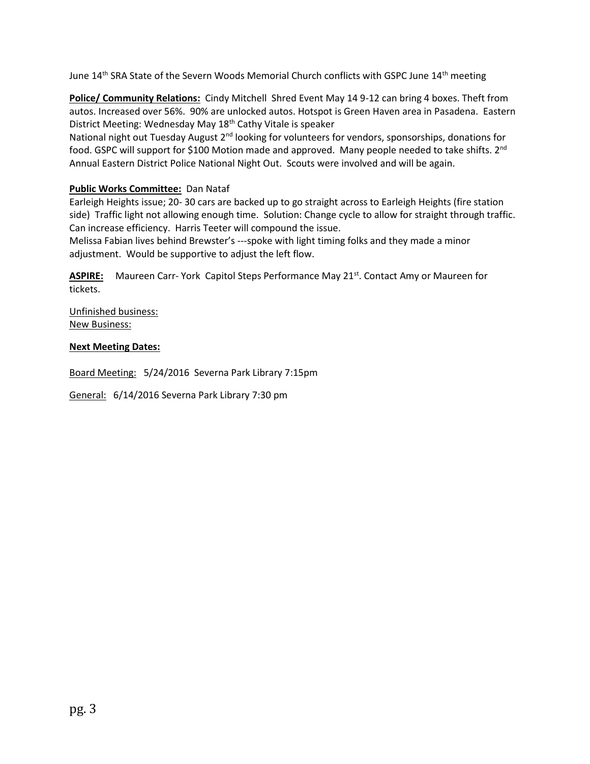June 14th SRA State of the Severn Woods Memorial Church conflicts with GSPC June 14th meeting

**Police/ Community Relations:** Cindy Mitchell Shred Event May 14 9-12 can bring 4 boxes. Theft from autos. Increased over 56%. 90% are unlocked autos. Hotspot is Green Haven area in Pasadena. Eastern District Meeting: Wednesday May 18th Cathy Vitale is speaker
National night out Tuesday August 2nd looking for volunteers for vendors, sponsorships, donations for food. GSPC will support for $100 Motion made and approved. Many people needed to take shifts. 2nd Annual Eastern District Police National Night Out. Scouts were involved and will be again.

**Public Works Committee:** Dan Nataf
Earleigh Heights issue; 20- 30 cars are backed up to go straight across to Earleigh Heights (fire station side) Traffic light not allowing enough time. Solution: Change cycle to allow for straight through traffic. Can increase efficiency. Harris Teeter will compound the issue.
Melissa Fabian lives behind Brewster's ---spoke with light timing folks and they made a minor adjustment. Would be supportive to adjust the left flow.

**ASPIRE:** Maureen Carr- York Capitol Steps Performance May 21st. Contact Amy or Maureen for tickets.

Unfinished business:
New Business:

**Next Meeting Dates:**

Board Meeting: 5/24/2016 Severna Park Library 7:15pm

General: 6/14/2016 Severna Park Library 7:30 pm